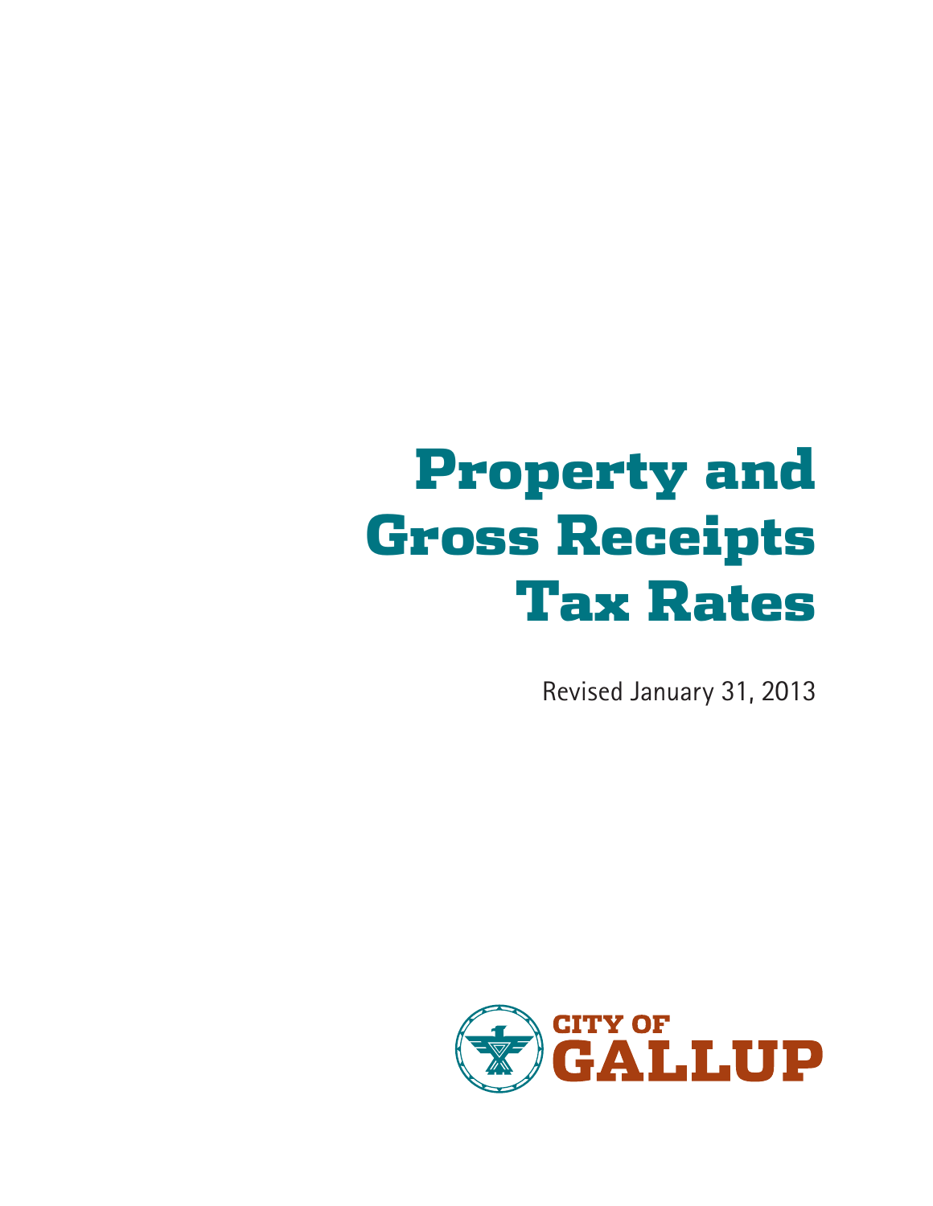# Property and Gross Receipts Tax Rates

Revised January 31, 2013

CITY OF GALLUP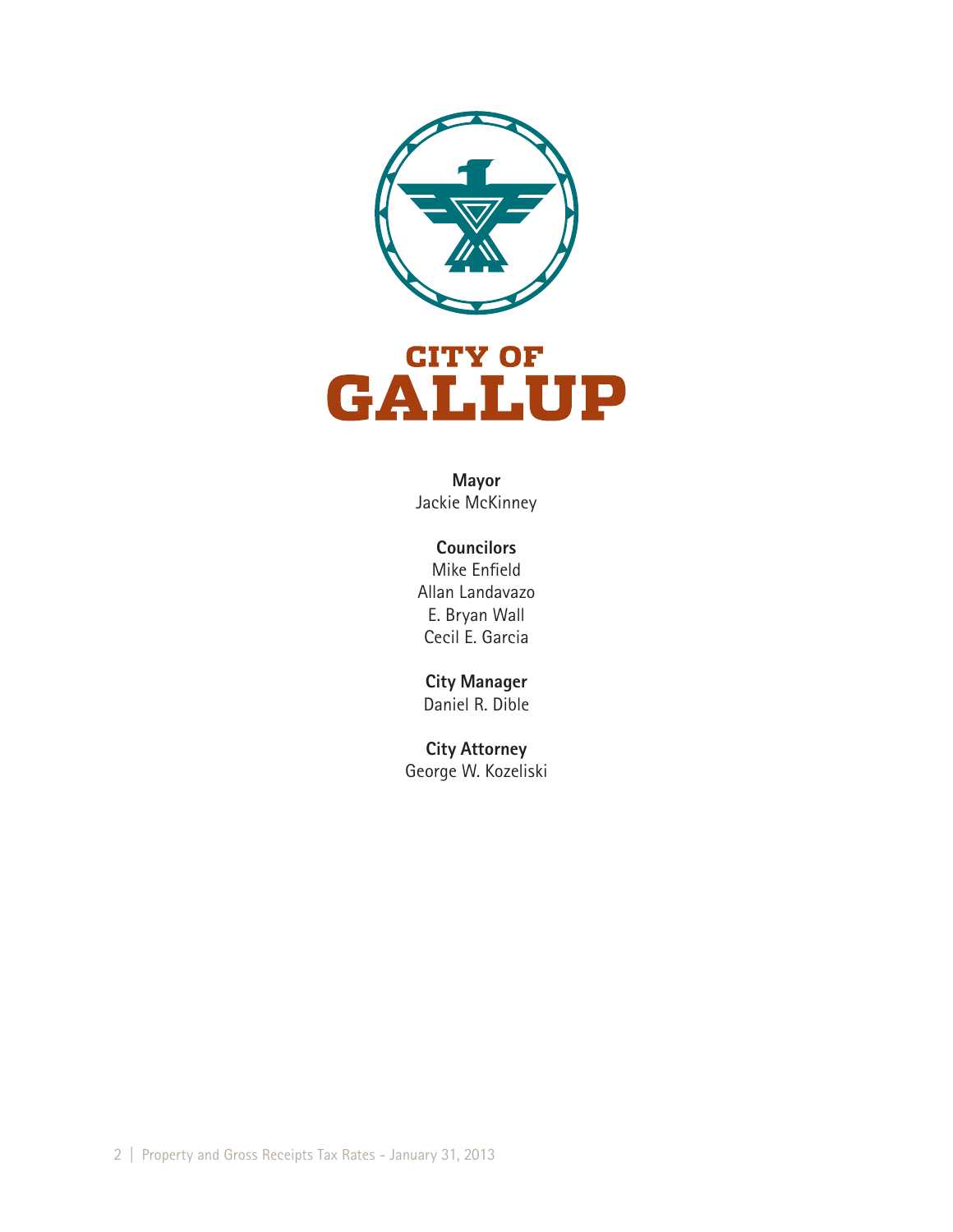# CITY OF GALLUP

**Mayor**
Jackie McKinney

**Councilors**
Mike Enfield
Allan Landavazo
E. Bryan Wall
Cecil E. Garcia

**City Manager**
Daniel R. Dible

**City Attorney**
George W. Kozeliski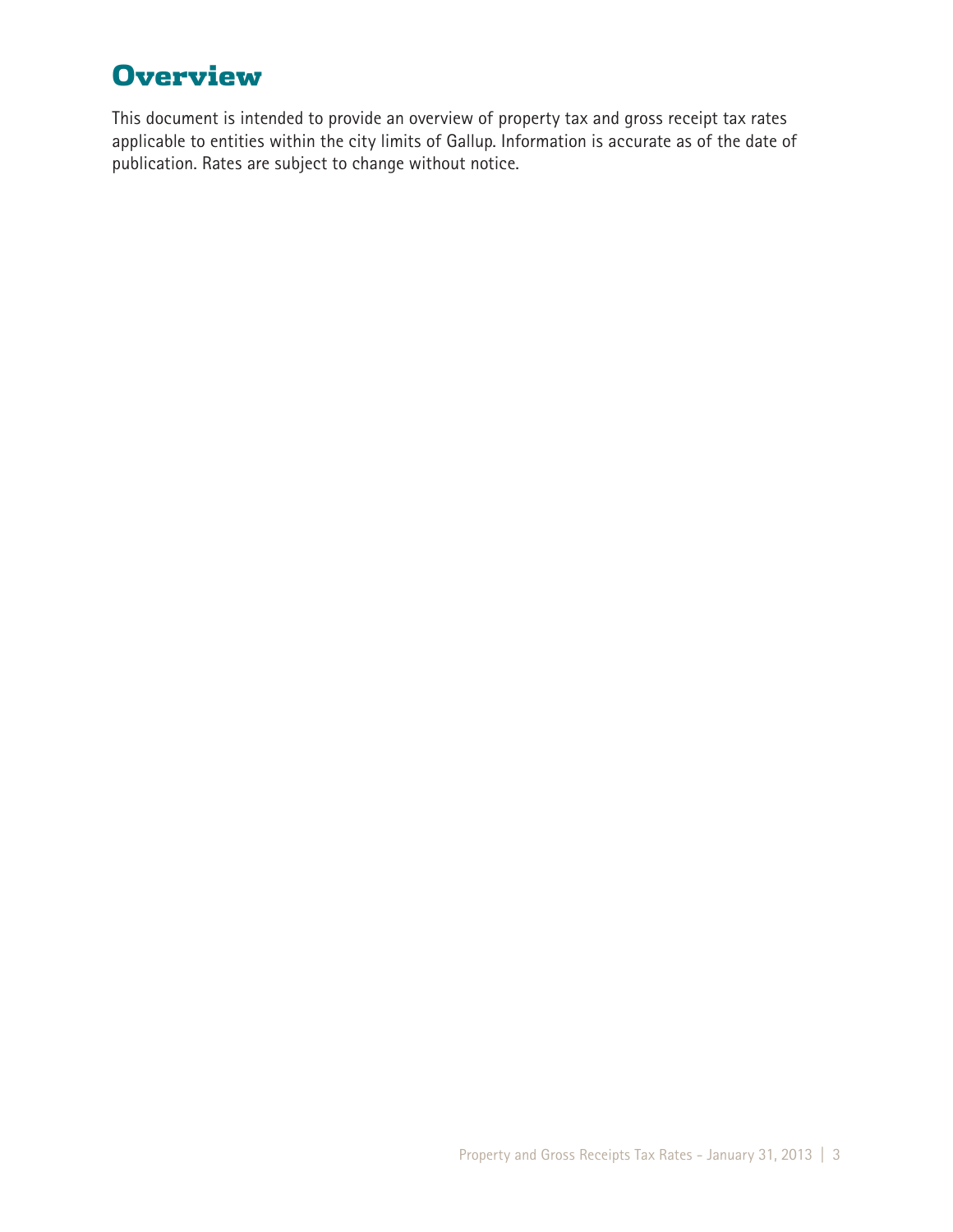# Overview

This document is intended to provide an overview of property tax and gross receipt tax rates applicable to entities within the city limits of Gallup. Information is accurate as of the date of publication. Rates are subject to change without notice.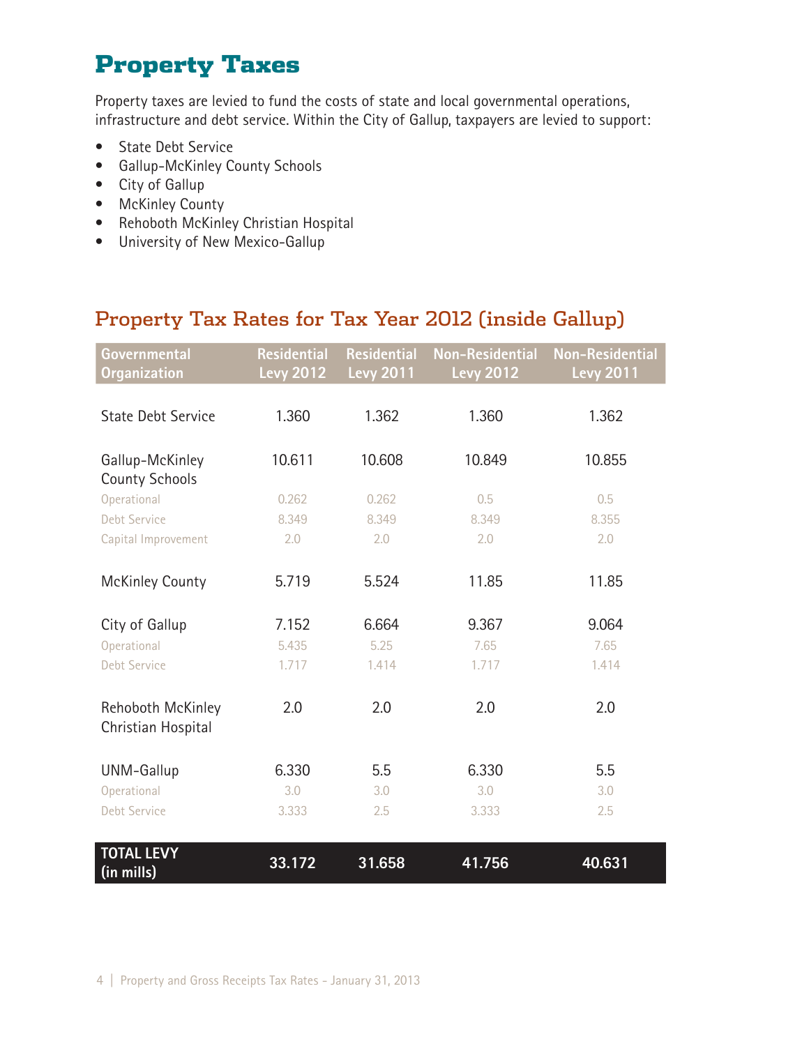# Property Taxes

Property taxes are levied to fund the costs of state and local governmental operations, infrastructure and debt service. Within the City of Gallup, taxpayers are levied to support:

- State Debt Service
- Gallup-McKinley County Schools
- City of Gallup
- McKinley County
- Rehoboth McKinley Christian Hospital
- University of New Mexico-Gallup

## Property Tax Rates for Tax Year 2012 (inside Gallup)

| Governmental Organization | Residential Levy 2012 | Residential Levy 2011 | Non-Residential Levy 2012 | Non-Residential Levy 2011 |
|---|---|---|---|---|
| State Debt Service | 1.360 | 1.362 | 1.360 | 1.362 |
| Gallup-McKinley County Schools | 10.611 | 10.608 | 10.849 | 10.855 |
| Operational | 0.262 | 0.262 | 0.5 | 0.5 |
| Debt Service | 8.349 | 8.349 | 8.349 | 8.355 |
| Capital Improvement | 2.0 | 2.0 | 2.0 | 2.0 |
| McKinley County | 5.719 | 5.524 | 11.85 | 11.85 |
| City of Gallup | 7.152 | 6.664 | 9.367 | 9.064 |
| Operational | 5.435 | 5.25 | 7.65 | 7.65 |
| Debt Service | 1.717 | 1.414 | 1.717 | 1.414 |
| Rehoboth McKinley Christian Hospital | 2.0 | 2.0 | 2.0 | 2.0 |
| UNM-Gallup | 6.330 | 5.5 | 6.330 | 5.5 |
| Operational | 3.0 | 3.0 | 3.0 | 3.0 |
| Debt Service | 3.333 | 2.5 | 3.333 | 2.5 |
| **TOTAL LEVY (in mills)** | **33.172** | **31.658** | **41.756** | **40.631** |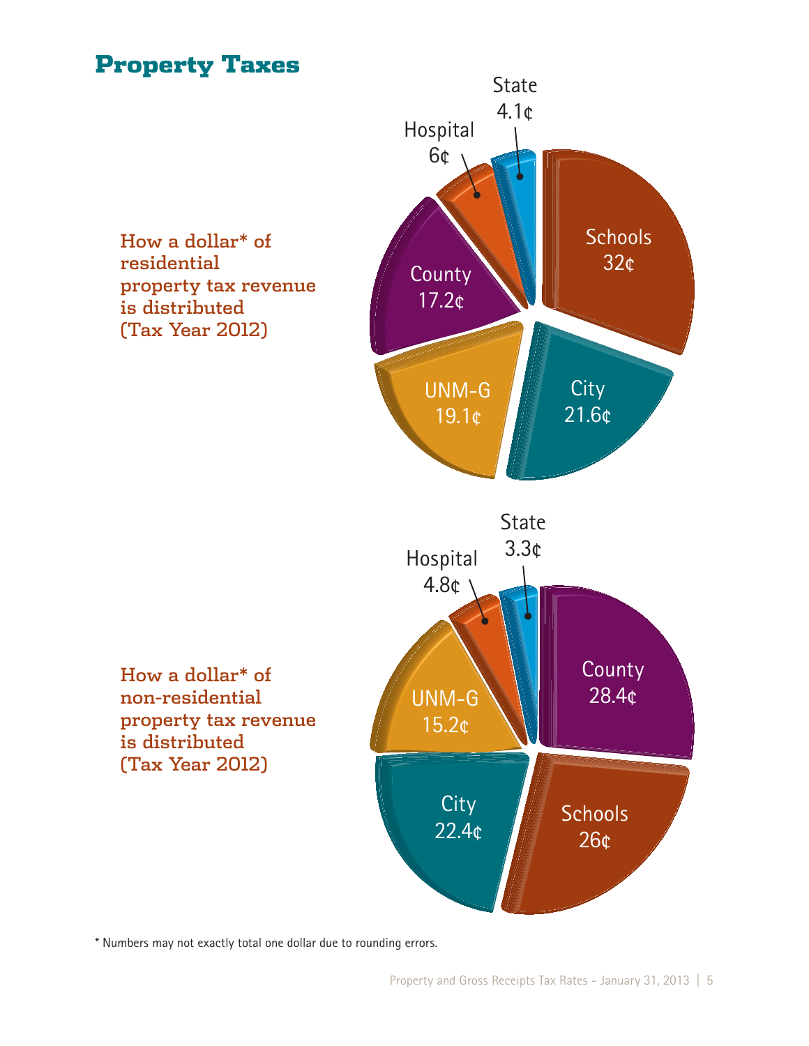# Property Taxes

**How a dollar* of residential property tax revenue is distributed (Tax Year 2012)**

| Recipient | Amount |
| --- | --- |
| Schools | 32¢ |
| City | 21.6¢ |
| UNM-G | 19.1¢ |
| County | 17.2¢ |
| Hospital | 6¢ |
| State | 4.1¢ |

**How a dollar* of non-residential property tax revenue is distributed (Tax Year 2012)**

| Recipient | Amount |
| --- | --- |
| County | 28.4¢ |
| Schools | 26¢ |
| City | 22.4¢ |
| UNM-G | 15.2¢ |
| Hospital | 4.8¢ |
| State | 3.3¢ |

* Numbers may not exactly total one dollar due to rounding errors.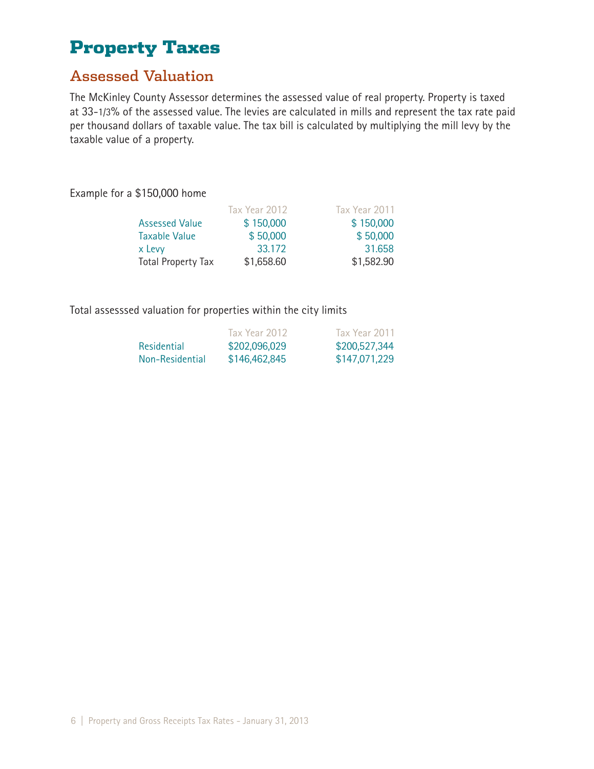# Property Taxes

## Assessed Valuation

The McKinley County Assessor determines the assessed value of real property. Property is taxed at 33-1/3% of the assessed value. The levies are calculated in mills and represent the tax rate paid per thousand dollars of taxable value. The tax bill is calculated by multiplying the mill levy by the taxable value of a property.

Example for a $150,000 home

| | Tax Year 2012 | Tax Year 2011 |
|---|---|---|
| Assessed Value | $ 150,000 | $ 150,000 |
| Taxable Value | $ 50,000 | $ 50,000 |
| x Levy | 33.172 | 31.658 |
| Total Property Tax | $1,658.60 | $1,582.90 |

Total assesssed valuation for properties within the city limits

| | Tax Year 2012 | Tax Year 2011 |
|---|---|---|
| Residential | $202,096,029 | $200,527,344 |
| Non-Residential | $146,462,845 | $147,071,229 |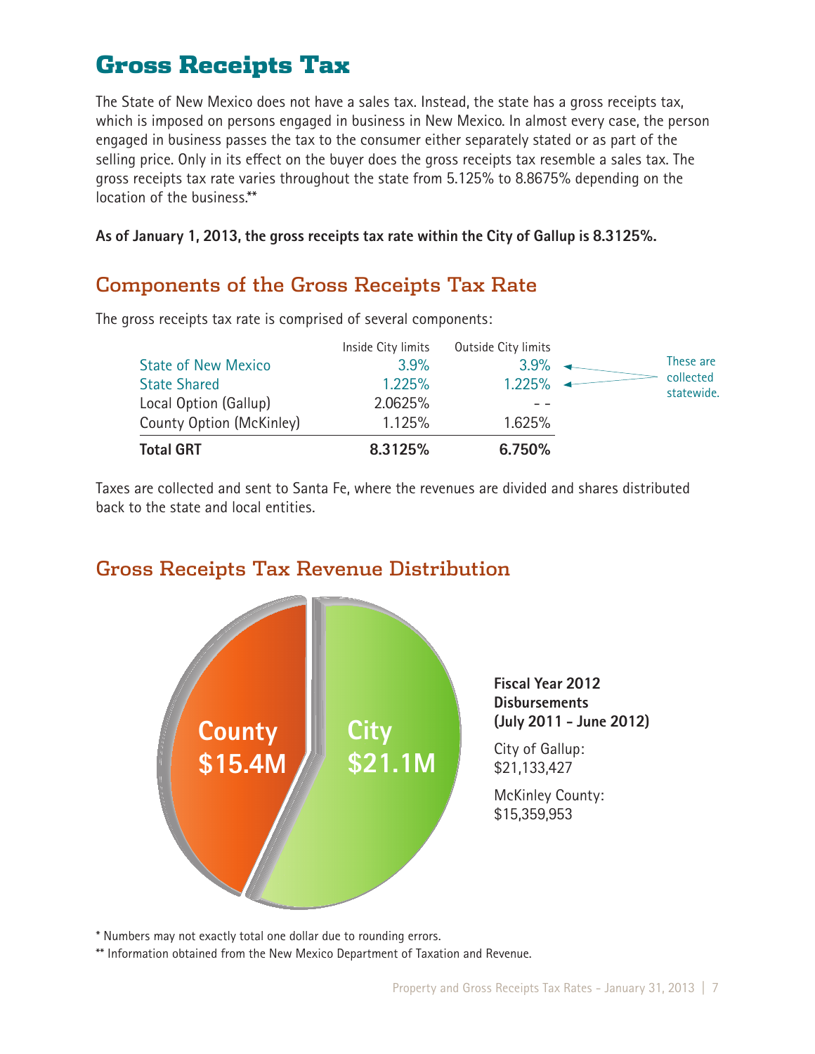# Gross Receipts Tax

The State of New Mexico does not have a sales tax. Instead, the state has a gross receipts tax, which is imposed on persons engaged in business in New Mexico. In almost every case, the person engaged in business passes the tax to the consumer either separately stated or as part of the selling price. Only in its effect on the buyer does the gross receipts tax resemble a sales tax. The gross receipts tax rate varies throughout the state from 5.125% to 8.8675% depending on the location of the business.**

**As of January 1, 2013, the gross receipts tax rate within the City of Gallup is 8.3125%.**

## Components of the Gross Receipts Tax Rate

The gross receipts tax rate is comprised of several components:

| | Inside City limits | Outside City limits |
|---|---|---|
| State of New Mexico | 3.9% | 3.9% |
| State Shared | 1.225% | 1.225% |
| Local Option (Gallup) | 2.0625% | - - |
| County Option (McKinley) | 1.125% | 1.625% |
| **Total GRT** | **8.3125%** | **6.750%** |

These are collected statewide. (State of New Mexico and State Shared)

Taxes are collected and sent to Santa Fe, where the revenues are divided and shares distributed back to the state and local entities.

## Gross Receipts Tax Revenue Distribution

County $15.4M

City $21.1M

**Fiscal Year 2012 Disbursements (July 2011 - June 2012)**

City of Gallup: $21,133,427

McKinley County: $15,359,953

\* Numbers may not exactly total one dollar due to rounding errors.

** Information obtained from the New Mexico Department of Taxation and Revenue.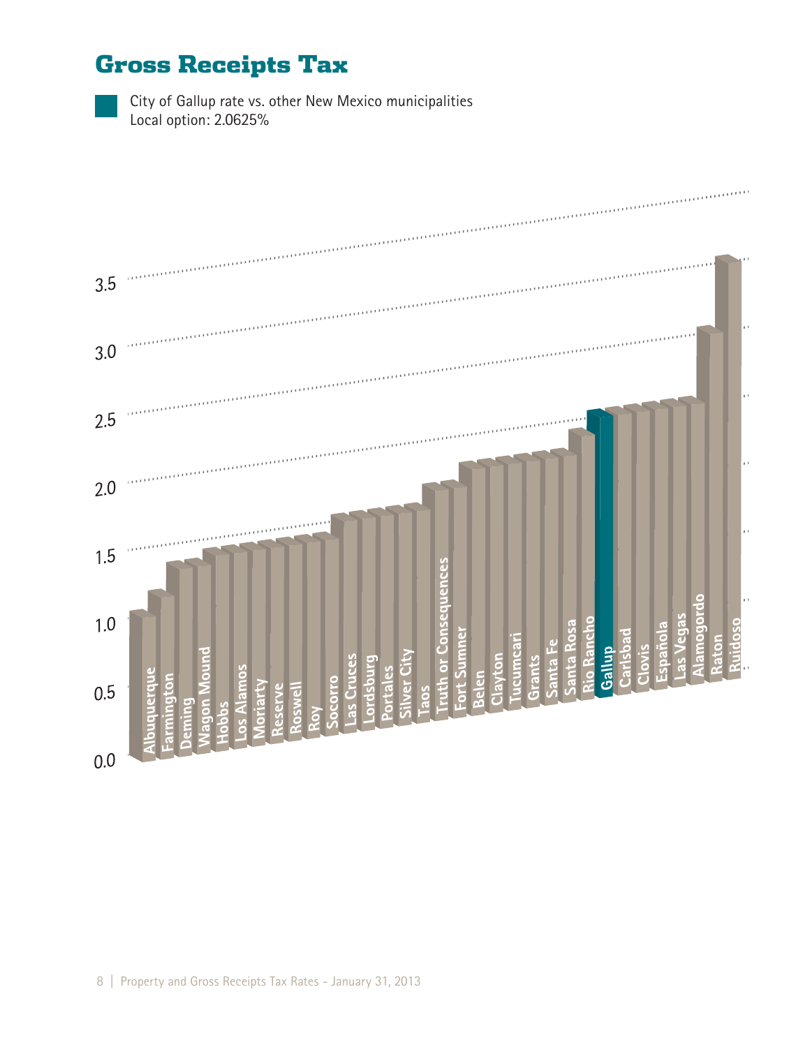# Gross Receipts Tax

City of Gallup rate vs. other New Mexico municipalities
Local option: 2.0625%

3.5
3.0
2.5
2.0
1.5
1.0
0.5
0.0

Albuquerque, Farmington, Deming, Wagon Mound, Hobbs, Los Alamos, Moriarty, Reserve, Roswell, Roy, Socorro, Las Cruces, Lordsburg, Portales, Silver City, Taos, Truth or Consequences, Fort Sumner, Belen, Clayton, Tucumcari, Grants, Santa Fe, Santa Rosa, Rio Rancho, **Gallup**, Carlsbad, Clovis, Española, Las Vegas, Alamogordo, Raton, Ruidoso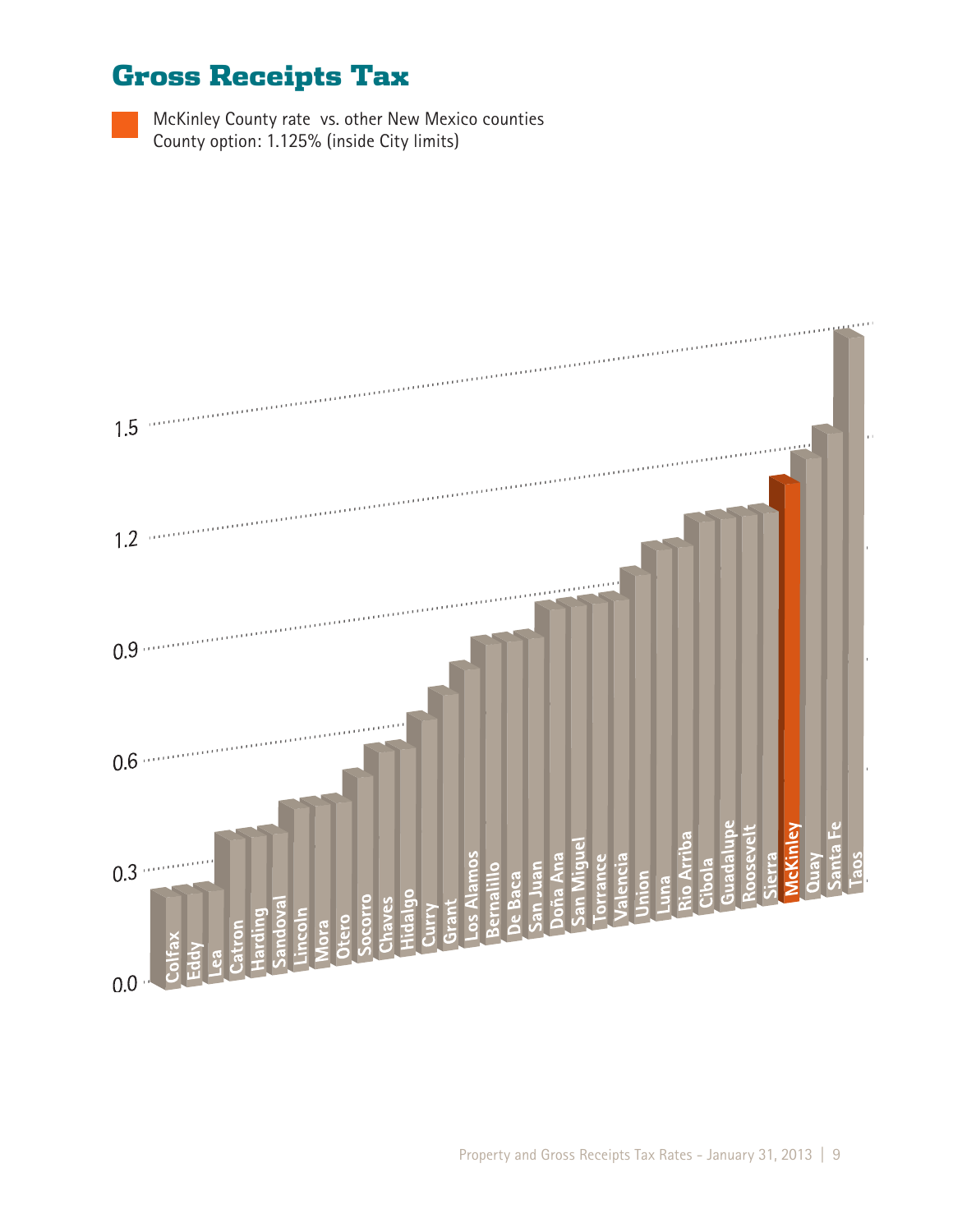# Gross Receipts Tax

McKinley County rate vs. other New Mexico counties
County option: 1.125% (inside City limits)

0.0
0.3
0.6
0.9
1.2
1.5

Colfax, Eddy, Lea, Catron, Harding, Sandoval, Lincoln, Mora, Otero, Socorro, Chaves, Hidalgo, Curry, Grant, Los Alamos, Bernalillo, De Baca, San Juan, Doña Ana, San Miguel, Torrance, Valencia, Union, Luna, Rio Arriba, Cibola, Guadalupe, Roosevelt, Sierra, McKinley, Quay, Santa Fe, Taos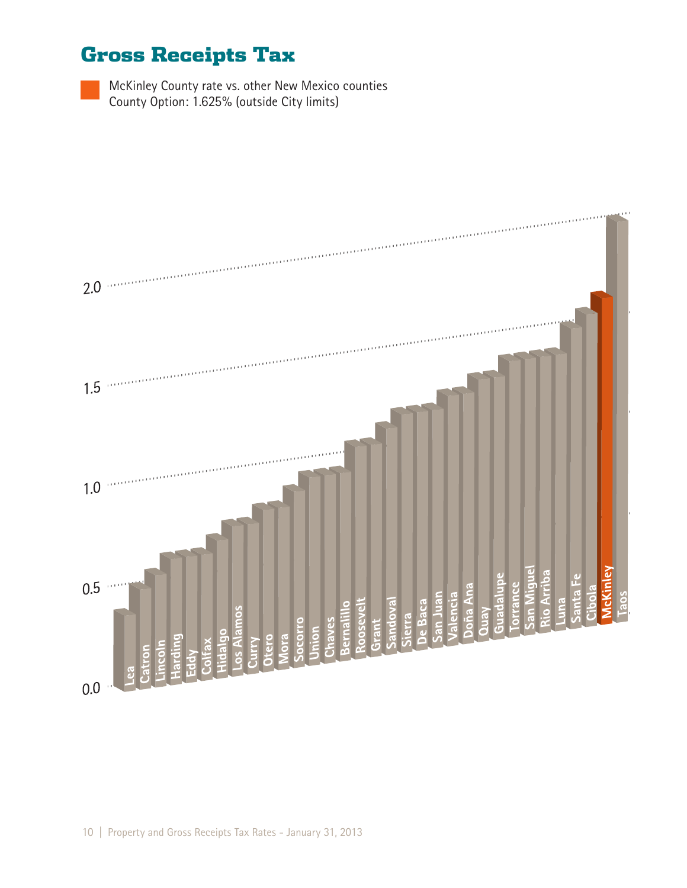# Gross Receipts Tax

McKinley County rate vs. other New Mexico counties
County Option: 1.625% (outside City limits)

2.0
1.5
1.0
0.5
0.0

Lea, Catron, Lincoln, Harding, Eddy, Colfax, Hidalgo, Los Alamos, Curry, Otero, Mora, Socorro, Union, Chaves, Bernalillo, Roosevelt, Grant, Sandoval, Sierra, De Baca, San Juan, Valencia, Doña Ana, Quay, Guadalupe, Torrance, San Miguel, Rio Arriba, Luna, Santa Fe, Cibola, McKinley, Taos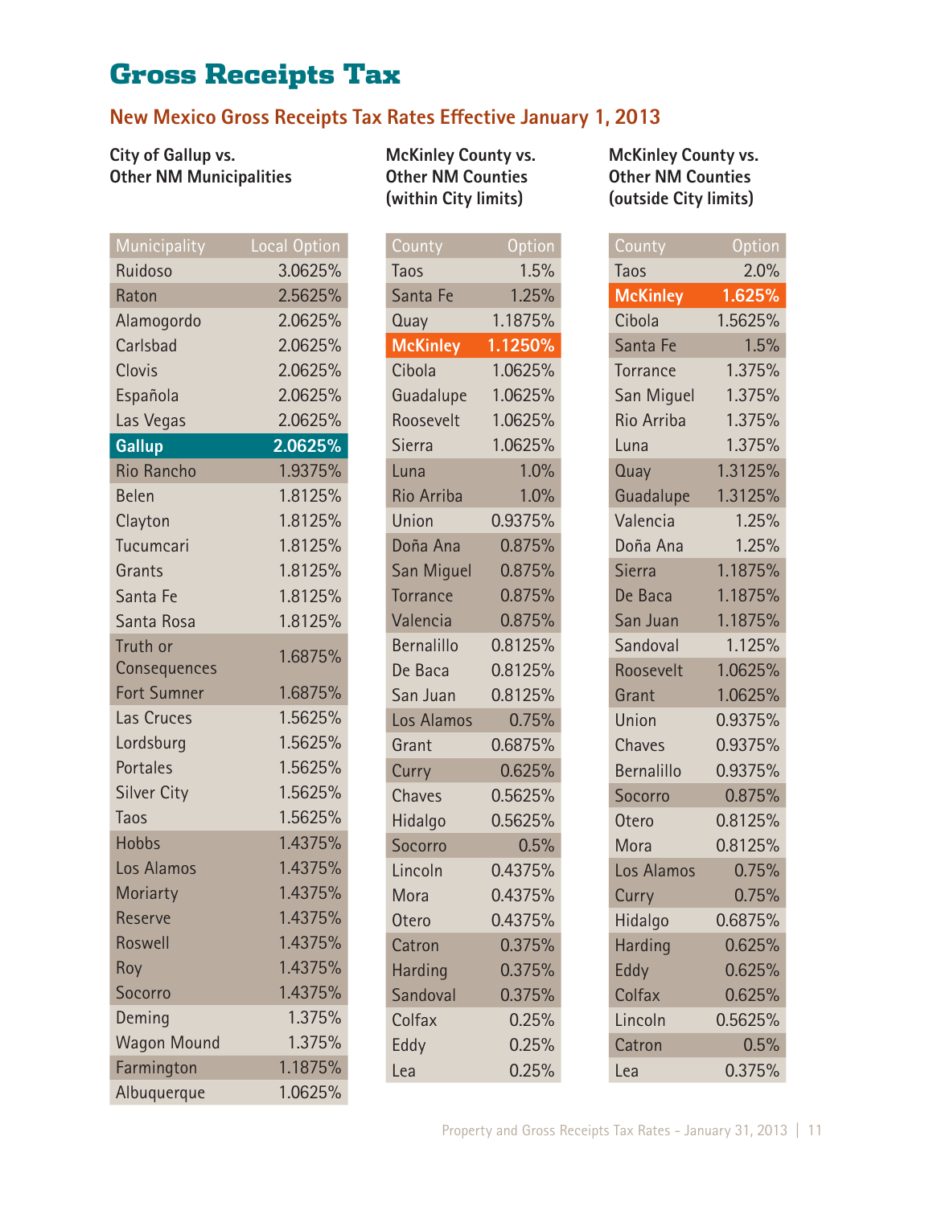# Gross Receipts Tax

## New Mexico Gross Receipts Tax Rates Effective January 1, 2013

### City of Gallup vs. Other NM Municipalities

| Municipality | Local Option |
|---|---|
| Ruidoso | 3.0625% |
| Raton | 2.5625% |
| Alamogordo | 2.0625% |
| Carlsbad | 2.0625% |
| Clovis | 2.0625% |
| Española | 2.0625% |
| Las Vegas | 2.0625% |
| **Gallup** | **2.0625%** |
| Rio Rancho | 1.9375% |
| Belen | 1.8125% |
| Clayton | 1.8125% |
| Tucumcari | 1.8125% |
| Grants | 1.8125% |
| Santa Fe | 1.8125% |
| Santa Rosa | 1.8125% |
| Truth or Consequences | 1.6875% |
| Fort Sumner | 1.6875% |
| Las Cruces | 1.5625% |
| Lordsburg | 1.5625% |
| Portales | 1.5625% |
| Silver City | 1.5625% |
| Taos | 1.5625% |
| Hobbs | 1.4375% |
| Los Alamos | 1.4375% |
| Moriarty | 1.4375% |
| Reserve | 1.4375% |
| Roswell | 1.4375% |
| Roy | 1.4375% |
| Socorro | 1.4375% |
| Deming | 1.375% |
| Wagon Mound | 1.375% |
| Farmington | 1.1875% |
| Albuquerque | 1.0625% |

### McKinley County vs. Other NM Counties (within City limits)

| County | Option |
|---|---|
| Taos | 1.5% |
| Santa Fe | 1.25% |
| Quay | 1.1875% |
| **McKinley** | **1.1250%** |
| Cibola | 1.0625% |
| Guadalupe | 1.0625% |
| Roosevelt | 1.0625% |
| Sierra | 1.0625% |
| Luna | 1.0% |
| Rio Arriba | 1.0% |
| Union | 0.9375% |
| Doña Ana | 0.875% |
| San Miguel | 0.875% |
| Torrance | 0.875% |
| Valencia | 0.875% |
| Bernalillo | 0.8125% |
| De Baca | 0.8125% |
| San Juan | 0.8125% |
| Los Alamos | 0.75% |
| Grant | 0.6875% |
| Curry | 0.625% |
| Chaves | 0.5625% |
| Hidalgo | 0.5625% |
| Socorro | 0.5% |
| Lincoln | 0.4375% |
| Mora | 0.4375% |
| Otero | 0.4375% |
| Catron | 0.375% |
| Harding | 0.375% |
| Sandoval | 0.375% |
| Colfax | 0.25% |
| Eddy | 0.25% |
| Lea | 0.25% |

### McKinley County vs. Other NM Counties (outside City limits)

| County | Option |
|---|---|
| Taos | 2.0% |
| **McKinley** | **1.625%** |
| Cibola | 1.5625% |
| Santa Fe | 1.5% |
| Torrance | 1.375% |
| San Miguel | 1.375% |
| Rio Arriba | 1.375% |
| Luna | 1.375% |
| Quay | 1.3125% |
| Guadalupe | 1.3125% |
| Valencia | 1.25% |
| Doña Ana | 1.25% |
| Sierra | 1.1875% |
| De Baca | 1.1875% |
| San Juan | 1.1875% |
| Sandoval | 1.125% |
| Roosevelt | 1.0625% |
| Grant | 1.0625% |
| Union | 0.9375% |
| Chaves | 0.9375% |
| Bernalillo | 0.9375% |
| Socorro | 0.875% |
| Otero | 0.8125% |
| Mora | 0.8125% |
| Los Alamos | 0.75% |
| Curry | 0.75% |
| Hidalgo | 0.6875% |
| Harding | 0.625% |
| Eddy | 0.625% |
| Colfax | 0.625% |
| Lincoln | 0.5625% |
| Catron | 0.5% |
| Lea | 0.375% |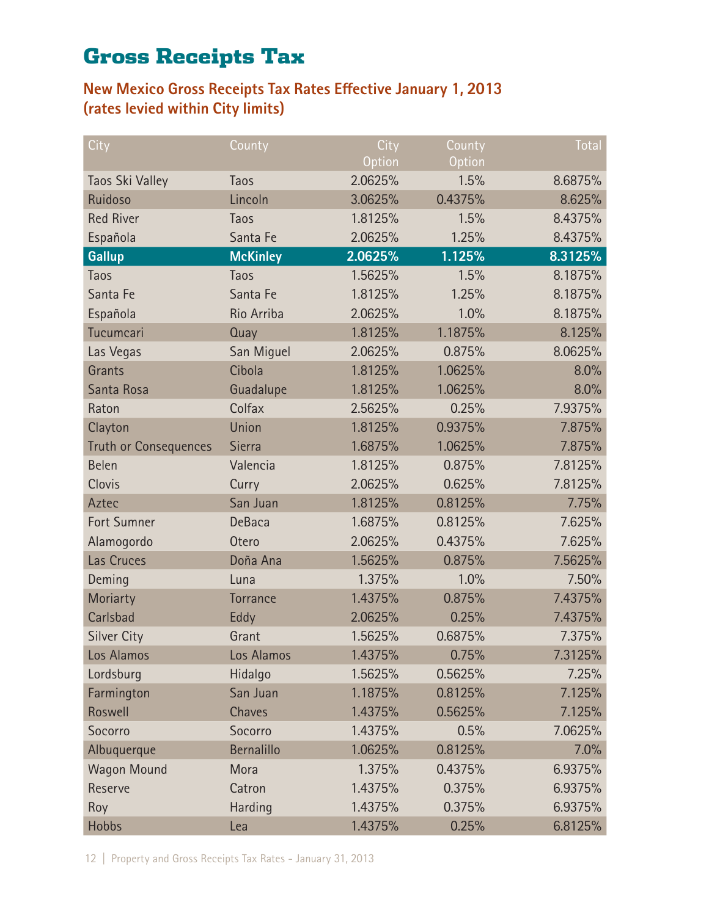# Gross Receipts Tax

## New Mexico Gross Receipts Tax Rates Effective January 1, 2013 (rates levied within City limits)

| City | County | City Option | County Option | Total |
|---|---|---|---|---|
| Taos Ski Valley | Taos | 2.0625% | 1.5% | 8.6875% |
| Ruidoso | Lincoln | 3.0625% | 0.4375% | 8.625% |
| Red River | Taos | 1.8125% | 1.5% | 8.4375% |
| Española | Santa Fe | 2.0625% | 1.25% | 8.4375% |
| **Gallup** | **McKinley** | **2.0625%** | **1.125%** | **8.3125%** |
| Taos | Taos | 1.5625% | 1.5% | 8.1875% |
| Santa Fe | Santa Fe | 1.8125% | 1.25% | 8.1875% |
| Española | Rio Arriba | 2.0625% | 1.0% | 8.1875% |
| Tucumcari | Quay | 1.8125% | 1.1875% | 8.125% |
| Las Vegas | San Miguel | 2.0625% | 0.875% | 8.0625% |
| Grants | Cibola | 1.8125% | 1.0625% | 8.0% |
| Santa Rosa | Guadalupe | 1.8125% | 1.0625% | 8.0% |
| Raton | Colfax | 2.5625% | 0.25% | 7.9375% |
| Clayton | Union | 1.8125% | 0.9375% | 7.875% |
| Truth or Consequences | Sierra | 1.6875% | 1.0625% | 7.875% |
| Belen | Valencia | 1.8125% | 0.875% | 7.8125% |
| Clovis | Curry | 2.0625% | 0.625% | 7.8125% |
| Aztec | San Juan | 1.8125% | 0.8125% | 7.75% |
| Fort Sumner | DeBaca | 1.6875% | 0.8125% | 7.625% |
| Alamogordo | Otero | 2.0625% | 0.4375% | 7.625% |
| Las Cruces | Doña Ana | 1.5625% | 0.875% | 7.5625% |
| Deming | Luna | 1.375% | 1.0% | 7.50% |
| Moriarty | Torrance | 1.4375% | 0.875% | 7.4375% |
| Carlsbad | Eddy | 2.0625% | 0.25% | 7.4375% |
| Silver City | Grant | 1.5625% | 0.6875% | 7.375% |
| Los Alamos | Los Alamos | 1.4375% | 0.75% | 7.3125% |
| Lordsburg | Hidalgo | 1.5625% | 0.5625% | 7.25% |
| Farmington | San Juan | 1.1875% | 0.8125% | 7.125% |
| Roswell | Chaves | 1.4375% | 0.5625% | 7.125% |
| Socorro | Socorro | 1.4375% | 0.5% | 7.0625% |
| Albuquerque | Bernalillo | 1.0625% | 0.8125% | 7.0% |
| Wagon Mound | Mora | 1.375% | 0.4375% | 6.9375% |
| Reserve | Catron | 1.4375% | 0.375% | 6.9375% |
| Roy | Harding | 1.4375% | 0.375% | 6.9375% |
| Hobbs | Lea | 1.4375% | 0.25% | 6.8125% |